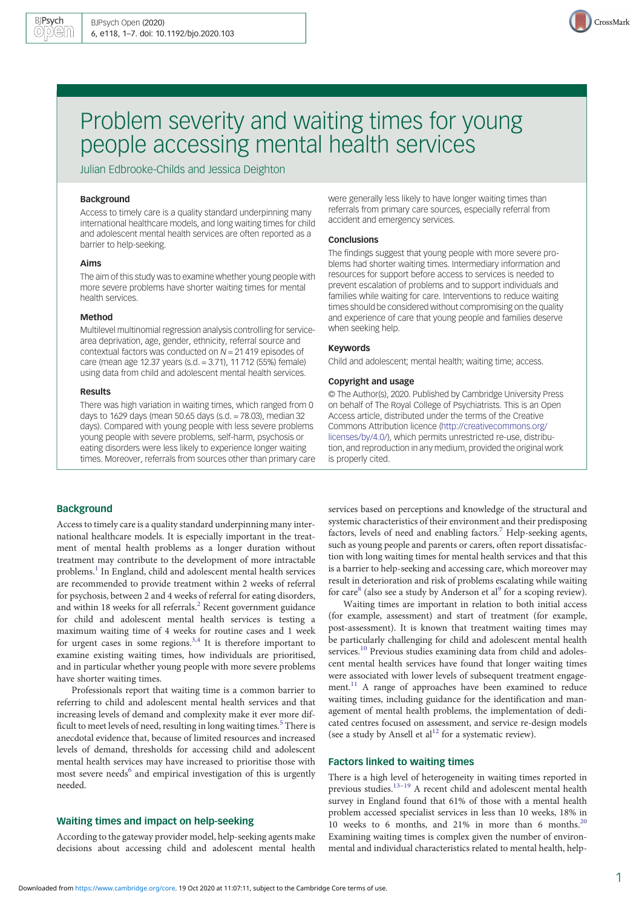# Problem severity and waiting times for young people accessing mental health services

Julian Edbrooke-Childs and Jessica Deighton

### Background

Access to timely care is a quality standard underpinning many international healthcare models, and long waiting times for child and adolescent mental health services are often reported as a barrier to help-seeking.

### Aims

The aim of this study was to examine whether young people with more severe problems have shorter waiting times for mental health services.

### Method

Multilevel multinomial regression analysis controlling for service-area deprivation, age, gender, ethnicity, referral source and contextual factors was conducted on $N = 21\,419$ episodes of care (mean age 12.37 years (s.d. = 3.71), 11 712 (55%) female) using data from child and adolescent mental health services.

### Results

There was high variation in waiting times, which ranged from 0 days to 1629 days (mean 50.65 days (s.d. = 78.03), median 32 days). Compared with young people with less severe problems young people with severe problems, self-harm, psychosis or eating disorders were less likely to experience longer waiting times. Moreover, referrals from sources other than primary care were generally less likely to have longer waiting times than referrals from primary care sources, especially referral from accident and emergency services.

### Conclusions

The findings suggest that young people with more severe problems had shorter waiting times. Intermediary information and resources for support before access to services is needed to prevent escalation of problems and to support individuals and families while waiting for care. Interventions to reduce waiting times should be considered without compromising on the quality and experience of care that young people and families deserve when seeking help.

### Keywords

Child and adolescent; mental health; waiting time; access.

### Copyright and usage

© The Author(s), 2020. Published by Cambridge University Press on behalf of The Royal College of Psychiatrists. This is an Open Access article, distributed under the terms of the Creative Commons Attribution licence (http://creativecommons.org/licenses/by/4.0/), which permits unrestricted re-use, distribution, and reproduction in any medium, provided the original work is properly cited.

## Background

Access to timely care is a quality standard underpinning many international healthcare models. It is especially important in the treatment of mental health problems as a longer duration without treatment may contribute to the development of more intractable problems.[1] In England, child and adolescent mental health services are recommended to provide treatment within 2 weeks of referral for psychosis, between 2 and 4 weeks of referral for eating disorders, and within 18 weeks for all referrals.[2] Recent government guidance for child and adolescent mental health services is testing a maximum waiting time of 4 weeks for routine cases and 1 week for urgent cases in some regions.[3,4] It is therefore important to examine existing waiting times, how individuals are prioritised, and in particular whether young people with more severe problems have shorter waiting times.

Professionals report that waiting time is a common barrier to referring to child and adolescent mental health services and that increasing levels of demand and complexity make it ever more difficult to meet levels of need, resulting in long waiting times.[5] There is anecdotal evidence that, because of limited resources and increased levels of demand, thresholds for accessing child and adolescent mental health services may have increased to prioritise those with most severe needs[6] and empirical investigation of this is urgently needed.

## Waiting times and impact on help-seeking

According to the gateway provider model, help-seeking agents make decisions about accessing child and adolescent mental health services based on perceptions and knowledge of the structural and systemic characteristics of their environment and their predisposing factors, levels of need and enabling factors.[7] Help-seeking agents, such as young people and parents or carers, often report dissatisfaction with long waiting times for mental health services and that this is a barrier to help-seeking and accessing care, which moreover may result in deterioration and risk of problems escalating while waiting for care[8] (also see a study by Anderson et al[9] for a scoping review).

Waiting times are important in relation to both initial access (for example, assessment) and start of treatment (for example, post-assessment). It is known that treatment waiting times may be particularly challenging for child and adolescent mental health services.[10] Previous studies examining data from child and adolescent mental health services have found that longer waiting times were associated with lower levels of subsequent treatment engagement.[11] A range of approaches have been examined to reduce waiting times, including guidance for the identification and management of mental health problems, the implementation of dedicated centres focused on assessment, and service re-design models (see a study by Ansell et al[12] for a systematic review).

## Factors linked to waiting times

There is a high level of heterogeneity in waiting times reported in previous studies.[13–19] A recent child and adolescent mental health survey in England found that 61% of those with a mental health problem accessed specialist services in less than 10 weeks, 18% in 10 weeks to 6 months, and 21% in more than 6 months.[20] Examining waiting times is complex given the number of environmental and individual characteristics related to mental health, help-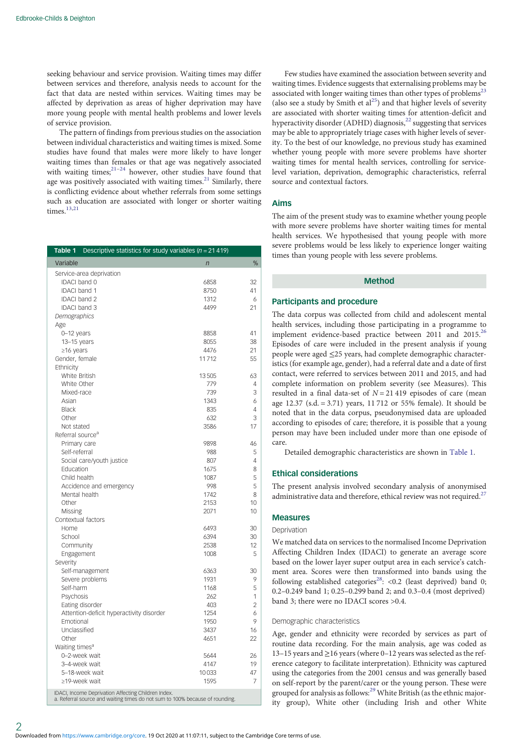seeking behaviour and service provision. Waiting times may differ between services and therefore, analysis needs to account for the fact that data are nested within services. Waiting times may be affected by deprivation as areas of higher deprivation may have more young people with mental health problems and lower levels of service provision.

The pattern of findings from previous studies on the association between individual characteristics and waiting times is mixed. Some studies have found that males were more likely to have longer waiting times than females or that age was negatively associated with waiting times;[21–24] however, other studies have found that age was positively associated with waiting times.[21] Similarly, there is conflicting evidence about whether referrals from some settings such as education are associated with longer or shorter waiting times.[13,21]

**Table 1** Descriptive statistics for study variables (*n* = 21 419)

| Variable | *n* | % |
|---|---|---|
| Service-area deprivation | | |
| IDACI band 0 | 6858 | 32 |
| IDACI band 1 | 8750 | 41 |
| IDACI band 2 | 1312 | 6 |
| IDACI band 3 | 4499 | 21 |
| *Demographics* | | |
| Age | | |
| 0–12 years | 8858 | 41 |
| 13–15 years | 8055 | 38 |
| ≥16 years | 4476 | 21 |
| Gender, female | 11 712 | 55 |
| Ethnicity | | |
| White British | 13 505 | 63 |
| White Other | 779 | 4 |
| Mixed-race | 739 | 3 |
| Asian | 1343 | 6 |
| Black | 835 | 4 |
| Other | 632 | 3 |
| Not stated | 3586 | 17 |
| Referral source[a] | | |
| Primary care | 9898 | 46 |
| Self-referral | 988 | 5 |
| Social care/youth justice | 807 | 4 |
| Education | 1675 | 8 |
| Child health | 1087 | 5 |
| Accidence and emergency | 998 | 5 |
| Mental health | 1742 | 8 |
| Other | 2153 | 10 |
| Missing | 2071 | 10 |
| Contextual factors | | |
| Home | 6493 | 30 |
| School | 6394 | 30 |
| Community | 2538 | 12 |
| Engagement | 1008 | 5 |
| Severity | | |
| Self-management | 6363 | 30 |
| Severe problems | 1931 | 9 |
| Self-harm | 1168 | 5 |
| Psychosis | 262 | 1 |
| Eating disorder | 403 | 2 |
| Attention-deficit hyperactivity disorder | 1254 | 6 |
| Emotional | 1950 | 9 |
| Unclassified | 3437 | 16 |
| Other | 4651 | 22 |
| Waiting times[a] | | |
| 0–2-week wait | 5644 | 26 |
| 3–4-week wait | 4147 | 19 |
| 5–18-week wait | 10 033 | 47 |
| ≥19-week wait | 1595 | 7 |

IDACI, Income Deprivation Affecting Children Index.
a. Referral source and waiting times do not sum to 100% because of rounding.

Few studies have examined the association between severity and waiting times. Evidence suggests that externalising problems may be associated with longer waiting times than other types of problems[23] (also see a study by Smith et al[25]) and that higher levels of severity are associated with shorter waiting times for attention-deficit and hyperactivity disorder (ADHD) diagnosis,[22] suggesting that services may be able to appropriately triage cases with higher levels of severity. To the best of our knowledge, no previous study has examined whether young people with more severe problems have shorter waiting times for mental health services, controlling for service-level variation, deprivation, demographic characteristics, referral source and contextual factors.

## Aims

The aim of the present study was to examine whether young people with more severe problems have shorter waiting times for mental health services. We hypothesised that young people with more severe problems would be less likely to experience longer waiting times than young people with less severe problems.

# Method

## Participants and procedure

The data corpus was collected from child and adolescent mental health services, including those participating in a programme to implement evidence-based practice between 2011 and 2015.[26] Episodes of care were included in the present analysis if young people were aged ≤25 years, had complete demographic characteristics (for example age, gender), had a referral date and a date of first contact, were referred to services between 2011 and 2015, and had complete information on problem severity (see Measures). This resulted in a final data-set of $N = 21\,419$ episodes of care (mean age 12.37 (s.d. = 3.71) years, 11 712 or 55% female). It should be noted that in the data corpus, pseudonymised data are uploaded according to episodes of care; therefore, it is possible that a young person may have been included under more than one episode of care.

Detailed demographic characteristics are shown in Table 1.

## Ethical considerations

The present analysis involved secondary analysis of anonymised administrative data and therefore, ethical review was not required.[27]

## Measures

### Deprivation

We matched data on services to the normalised Income Deprivation Affecting Children Index (IDACI) to generate an average score based on the lower layer super output area in each service's catchment area. Scores were then transformed into bands using the following established categories[28]: <0.2 (least deprived) band 0; 0.2–0.249 band 1; 0.25–0.299 band 2; and 0.3–0.4 (most deprived) band 3; there were no IDACI scores >0.4.

### Demographic characteristics

Age, gender and ethnicity were recorded by services as part of routine data recording. For the main analysis, age was coded as 13–15 years and ≥16 years (where 0–12 years was selected as the reference category to facilitate interpretation). Ethnicity was captured using the categories from the 2001 census and was generally based on self-report by the parent/carer or the young person. These were grouped for analysis as follows:[29] White British (as the ethnic majority group), White other (including Irish and other White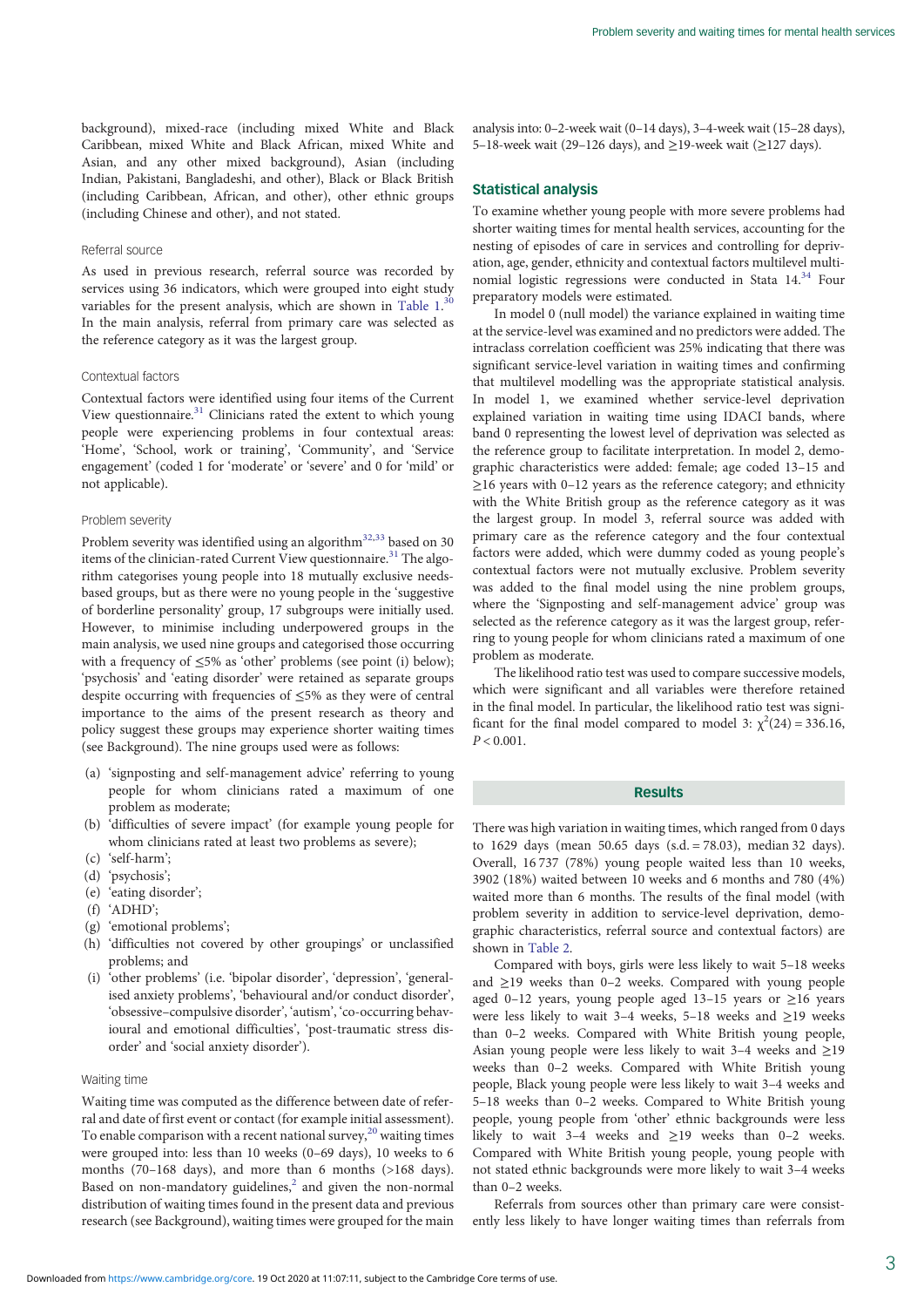background), mixed-race (including mixed White and Black Caribbean, mixed White and Black African, mixed White and Asian, and any other mixed background), Asian (including Indian, Pakistani, Bangladeshi, and other), Black or Black British (including Caribbean, African, and other), other ethnic groups (including Chinese and other), and not stated.

### Referral source

As used in previous research, referral source was recorded by services using 36 indicators, which were grouped into eight study variables for the present analysis, which are shown in Table 1.[30] In the main analysis, referral from primary care was selected as the reference category as it was the largest group.

### Contextual factors

Contextual factors were identified using four items of the Current View questionnaire.[31] Clinicians rated the extent to which young people were experiencing problems in four contextual areas: 'Home', 'School, work or training', 'Community', and 'Service engagement' (coded 1 for 'moderate' or 'severe' and 0 for 'mild' or not applicable).

### Problem severity

Problem severity was identified using an algorithm[32,33] based on 30 items of the clinician-rated Current View questionnaire.[31] The algorithm categorises young people into 18 mutually exclusive needs-based groups, but as there were no young people in the 'suggestive of borderline personality' group, 17 subgroups were initially used. However, to minimise including underpowered groups in the main analysis, we used nine groups and categorised those occurring with a frequency of ≤5% as 'other' problems (see point (i) below); 'psychosis' and 'eating disorder' were retained as separate groups despite occurring with frequencies of ≤5% as they were of central importance to the aims of the present research as theory and policy suggest these groups may experience shorter waiting times (see Background). The nine groups used were as follows:

(a) 'signposting and self-management advice' referring to young people for whom clinicians rated a maximum of one problem as moderate;
(b) 'difficulties of severe impact' (for example young people for whom clinicians rated at least two problems as severe);
(c) 'self-harm';
(d) 'psychosis';
(e) 'eating disorder';
(f) 'ADHD';
(g) 'emotional problems';
(h) 'difficulties not covered by other groupings' or unclassified problems; and
(i) 'other problems' (i.e. 'bipolar disorder', 'depression', 'generalised anxiety problems', 'behavioural and/or conduct disorder', 'obsessive–compulsive disorder', 'autism', 'co-occurring behavioural and emotional difficulties', 'post-traumatic stress disorder' and 'social anxiety disorder').

### Waiting time

Waiting time was computed as the difference between date of referral and date of first event or contact (for example initial assessment). To enable comparison with a recent national survey,[20] waiting times were grouped into: less than 10 weeks (0–69 days), 10 weeks to 6 months (70–168 days), and more than 6 months (>168 days). Based on non-mandatory guidelines,[2] and given the non-normal distribution of waiting times found in the present data and previous research (see Background), waiting times were grouped for the main analysis into: 0–2-week wait (0–14 days), 3–4-week wait (15–28 days), 5–18-week wait (29–126 days), and ≥19-week wait (≥127 days).

## Statistical analysis

To examine whether young people with more severe problems had shorter waiting times for mental health services, accounting for the nesting of episodes of care in services and controlling for deprivation, age, gender, ethnicity and contextual factors multilevel multinomial logistic regressions were conducted in Stata 14.[34] Four preparatory models were estimated.

In model 0 (null model) the variance explained in waiting time at the service-level was examined and no predictors were added. The intraclass correlation coefficient was 25% indicating that there was significant service-level variation in waiting times and confirming that multilevel modelling was the appropriate statistical analysis. In model 1, we examined whether service-level deprivation explained variation in waiting time using IDACI bands, where band 0 representing the lowest level of deprivation was selected as the reference group to facilitate interpretation. In model 2, demographic characteristics were added: female; age coded 13–15 and ≥16 years with 0–12 years as the reference category; and ethnicity with the White British group as the reference category as it was the largest group. In model 3, referral source was added with primary care as the reference category and the four contextual factors were added, which were dummy coded as young people's contextual factors were not mutually exclusive. Problem severity was added to the final model using the nine problem groups, where the 'Signposting and self-management advice' group was selected as the reference category as it was the largest group, referring to young people for whom clinicians rated a maximum of one problem as moderate.

The likelihood ratio test was used to compare successive models, which were significant and all variables were therefore retained in the final model. In particular, the likelihood ratio test was significant for the final model compared to model 3: $\chi^2(24) = 336.16$, $P < 0.001$.

## Results

There was high variation in waiting times, which ranged from 0 days to 1629 days (mean 50.65 days (s.d. = 78.03), median 32 days). Overall, 16 737 (78%) young people waited less than 10 weeks, 3902 (18%) waited between 10 weeks and 6 months and 780 (4%) waited more than 6 months. The results of the final model (with problem severity in addition to service-level deprivation, demographic characteristics, referral source and contextual factors) are shown in Table 2.

Compared with boys, girls were less likely to wait 5–18 weeks and ≥19 weeks than 0–2 weeks. Compared with young people aged 0–12 years, young people aged 13–15 years or ≥16 years were less likely to wait 3–4 weeks, 5–18 weeks and ≥19 weeks than 0–2 weeks. Compared with White British young people, Asian young people were less likely to wait 3–4 weeks and ≥19 weeks than 0–2 weeks. Compared with White British young people, Black young people were less likely to wait 3–4 weeks and 5–18 weeks than 0–2 weeks. Compared to White British young people, young people from 'other' ethnic backgrounds were less likely to wait 3–4 weeks and ≥19 weeks than 0–2 weeks. Compared with White British young people, young people with not stated ethnic backgrounds were more likely to wait 3–4 weeks than 0–2 weeks.

Referrals from sources other than primary care were consistently less likely to have longer waiting times than referrals from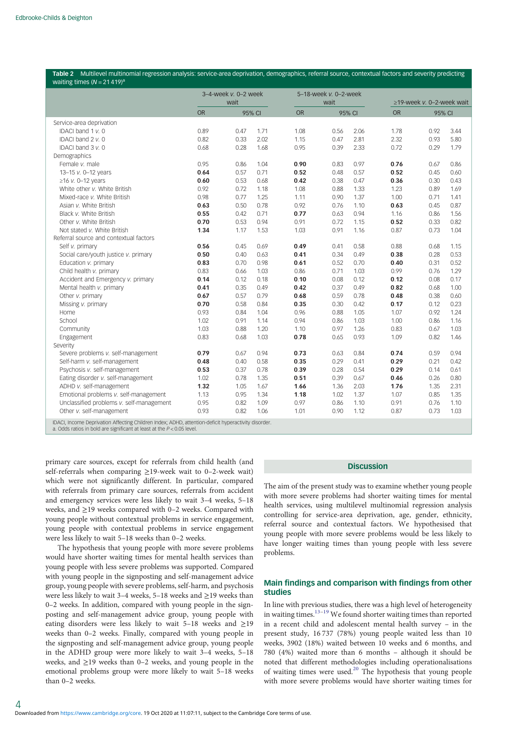**Table 2** Multilevel multinomial regression analysis: service-area deprivation, demographics, referral source, contextual factors and severity predicting waiting times ($N = 21\,419$)[a]

| | 3–4-week *v.* 0–2 week wait | | | 5–18-week *v.* 0–2-week wait | | | ≥19-week *v.* 0–2-week wait | | |
|---|---|---|---|---|---|---|---|---|---|
| | OR | 95% CI | | OR | 95% CI | | OR | 95% CI | |
| Service-area deprivation | | | | | | | | | |
| IDACI band 1 *v.* 0 | 0.89 | 0.47 | 1.71 | 1.08 | 0.56 | 2.06 | 1.78 | 0.92 | 3.44 |
| IDACI band 2 *v.* 0 | 0.82 | 0.33 | 2.02 | 1.15 | 0.47 | 2.81 | 2.32 | 0.93 | 5.80 |
| IDACI band 3 *v.* 0 | 0.68 | 0.28 | 1.68 | 0.95 | 0.39 | 2.33 | 0.72 | 0.29 | 1.79 |
| Demographics | | | | | | | | | |
| Female *v.* male | 0.95 | 0.86 | 1.04 | **0.90** | 0.83 | 0.97 | **0.76** | 0.67 | 0.86 |
| 13–15 *v.* 0–12 years | **0.64** | 0.57 | 0.71 | **0.52** | 0.48 | 0.57 | **0.52** | 0.45 | 0.60 |
| ≥16 *v.* 0–12 years | **0.60** | 0.53 | 0.68 | **0.42** | 0.38 | 0.47 | **0.36** | 0.30 | 0.43 |
| White other *v.* White British | 0.92 | 0.72 | 1.18 | 1.08 | 0.88 | 1.33 | 1.23 | 0.89 | 1.69 |
| Mixed-race *v.* White British | 0.98 | 0.77 | 1.25 | 1.11 | 0.90 | 1.37 | 1.00 | 0.71 | 1.41 |
| Asian *v.* White British | **0.63** | 0.50 | 0.78 | 0.92 | 0.76 | 1.10 | **0.63** | 0.45 | 0.87 |
| Black *v.* White British | **0.55** | 0.42 | 0.71 | **0.77** | 0.63 | 0.94 | 1.16 | 0.86 | 1.56 |
| Other *v.* White British | **0.70** | 0.53 | 0.94 | 0.91 | 0.72 | 1.15 | **0.52** | 0.33 | 0.82 |
| Not stated *v.* White British | **1.34** | 1.17 | 1.53 | 1.03 | 0.91 | 1.16 | 0.87 | 0.73 | 1.04 |
| Referral source and contextual factors | | | | | | | | | |
| Self *v.* primary | **0.56** | 0.45 | 0.69 | **0.49** | 0.41 | 0.58 | 0.88 | 0.68 | 1.15 |
| Social care/youth justice *v.* primary | **0.50** | 0.40 | 0.63 | **0.41** | 0.34 | 0.49 | **0.38** | 0.28 | 0.53 |
| Education *v.* primary | **0.83** | 0.70 | 0.98 | **0.61** | 0.52 | 0.70 | **0.40** | 0.31 | 0.52 |
| Child health *v.* primary | 0.83 | 0.66 | 1.03 | 0.86 | 0.71 | 1.03 | 0.99 | 0.76 | 1.29 |
| Accident and Emergency *v.* primary | **0.14** | 0.12 | 0.18 | **0.10** | 0.08 | 0.12 | **0.12** | 0.08 | 0.17 |
| Mental health *v.* primary | **0.41** | 0.35 | 0.49 | **0.42** | 0.37 | 0.49 | **0.82** | 0.68 | 1.00 |
| Other *v.* primary | **0.67** | 0.57 | 0.79 | **0.68** | 0.59 | 0.78 | **0.48** | 0.38 | 0.60 |
| Missing *v.* primary | **0.70** | 0.58 | 0.84 | **0.35** | 0.30 | 0.42 | **0.17** | 0.12 | 0.23 |
| Home | 0.93 | 0.84 | 1.04 | 0.96 | 0.88 | 1.05 | 1.07 | 0.92 | 1.24 |
| School | 1.02 | 0.91 | 1.14 | 0.94 | 0.86 | 1.03 | 1.00 | 0.86 | 1.16 |
| Community | 1.03 | 0.88 | 1.20 | 1.10 | 0.97 | 1.26 | 0.83 | 0.67 | 1.03 |
| Engagement | 0.83 | 0.68 | 1.03 | **0.78** | 0.65 | 0.93 | 1.09 | 0.82 | 1.46 |
| Severity | | | | | | | | | |
| Severe problems *v.* self-management | **0.79** | 0.67 | 0.94 | **0.73** | 0.63 | 0.84 | **0.74** | 0.59 | 0.94 |
| Self-harm *v.* self-management | **0.48** | 0.40 | 0.58 | **0.35** | 0.29 | 0.41 | **0.29** | 0.21 | 0.42 |
| Psychosis *v.* self-management | **0.53** | 0.37 | 0.78 | **0.39** | 0.28 | 0.54 | **0.29** | 0.14 | 0.61 |
| Eating disorder *v.* self-management | 1.02 | 0.78 | 1.35 | **0.51** | 0.39 | 0.67 | **0.46** | 0.26 | 0.80 |
| ADHD *v.* self-management | **1.32** | 1.05 | 1.67 | **1.66** | 1.36 | 2.03 | **1.76** | 1.35 | 2.31 |
| Emotional problems *v.* self-management | 1.13 | 0.95 | 1.34 | **1.18** | 1.02 | 1.37 | 1.07 | 0.85 | 1.35 |
| Unclassified problems *v.* self-management | 0.95 | 0.82 | 1.09 | 0.97 | 0.86 | 1.10 | 0.91 | 0.76 | 1.10 |
| Other *v.* self-management | 0.93 | 0.82 | 1.06 | 1.01 | 0.90 | 1.12 | 0.87 | 0.73 | 1.03 |

IDACI, Income Deprivation Affecting Children Index; ADHD, attention-deficit hyperactivity disorder.
a. Odds ratios in bold are significant at least at the $P < 0.05$ level.

primary care sources, except for referrals from child health (and self-referrals when comparing ≥19-week wait to 0–2-week wait) which were not significantly different. In particular, compared with referrals from primary care sources, referrals from accident and emergency services were less likely to wait 3–4 weeks, 5–18 weeks, and ≥19 weeks compared with 0–2 weeks. Compared with young people without contextual problems in service engagement, young people with contextual problems in service engagement were less likely to wait 5–18 weeks than 0–2 weeks.

The hypothesis that young people with more severe problems would have shorter waiting times for mental health services than young people with less severe problems was supported. Compared with young people in the signposting and self-management advice group, young people with severe problems, self-harm, and psychosis were less likely to wait 3–4 weeks, 5–18 weeks and ≥19 weeks than 0–2 weeks. In addition, compared with young people in the signposting and self-management advice group, young people with eating disorders were less likely to wait 5–18 weeks and ≥19 weeks than 0–2 weeks. Finally, compared with young people in the signposting and self-management advice group, young people in the ADHD group were more likely to wait 3–4 weeks, 5–18 weeks, and ≥19 weeks than 0–2 weeks, and young people in the emotional problems group were more likely to wait 5–18 weeks than 0–2 weeks.

## Discussion

The aim of the present study was to examine whether young people with more severe problems had shorter waiting times for mental health services, using multilevel multinomial regression analysis controlling for service-area deprivation, age, gender, ethnicity, referral source and contextual factors. We hypothesised that young people with more severe problems would be less likely to have longer waiting times than young people with less severe problems.

### Main findings and comparison with findings from other studies

In line with previous studies, there was a high level of heterogeneity in waiting times.[13–19] We found shorter waiting times than reported in a recent child and adolescent mental health survey – in the present study, 16 737 (78%) young people waited less than 10 weeks, 3902 (18%) waited between 10 weeks and 6 months, and 780 (4%) waited more than 6 months – although it should be noted that different methodologies including operationalisations of waiting times were used.[20] The hypothesis that young people with more severe problems would have shorter waiting times for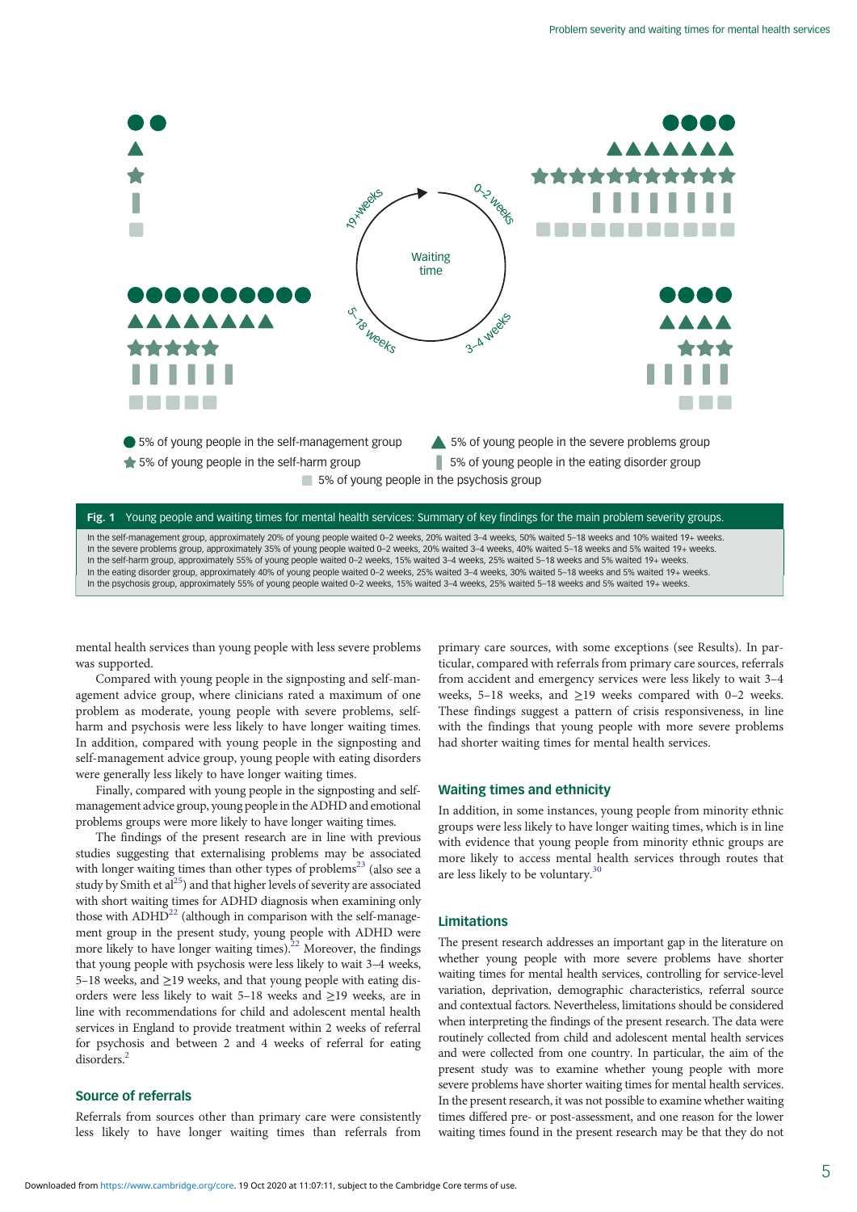Fig. 1 Young people and waiting times for mental health services: Summary of key findings for the main problem severity groups.

In the self-management group, approximately 20% of young people waited 0–2 weeks, 20% waited 3–4 weeks, 50% waited 5–18 weeks and 10% waited 19+ weeks.
In the severe problems group, approximately 35% of young people waited 0–2 weeks, 20% waited 3–4 weeks, 40% waited 5–18 weeks and 5% waited 19+ weeks.
In the self-harm group, approximately 55% of young people waited 0–2 weeks, 15% waited 3–4 weeks, 25% waited 5–18 weeks and 5% waited 19+ weeks.
In the eating disorder group, approximately 40% of young people waited 0–2 weeks, 25% waited 3–4 weeks, 30% waited 5–18 weeks and 5% waited 19+ weeks.
In the psychosis group, approximately 55% of young people waited 0–2 weeks, 15% waited 3–4 weeks, 25% waited 5–18 weeks and 5% waited 19+ weeks.

mental health services than young people with less severe problems was supported.

Compared with young people in the signposting and self-management advice group, where clinicians rated a maximum of one problem as moderate, young people with severe problems, self-harm and psychosis were less likely to have longer waiting times. In addition, compared with young people in the signposting and self-management advice group, young people with eating disorders were generally less likely to have longer waiting times.

Finally, compared with young people in the signposting and self-management advice group, young people in the ADHD and emotional problems groups were more likely to have longer waiting times.

The findings of the present research are in line with previous studies suggesting that externalising problems may be associated with longer waiting times than other types of problems[23] (also see a study by Smith et al[25]) and that higher levels of severity are associated with short waiting times for ADHD diagnosis when examining only those with ADHD[22] (although in comparison with the self-management group in the present study, young people with ADHD were more likely to have longer waiting times).[22] Moreover, the findings that young people with psychosis were less likely to wait 3–4 weeks, 5–18 weeks, and ≥19 weeks, and that young people with eating disorders were less likely to wait 5–18 weeks and ≥19 weeks, are in line with recommendations for child and adolescent mental health services in England to provide treatment within 2 weeks of referral for psychosis and between 2 and 4 weeks of referral for eating disorders.[2]

## Source of referrals

Referrals from sources other than primary care were consistently less likely to have longer waiting times than referrals from primary care sources, with some exceptions (see Results). In particular, compared with referrals from primary care sources, referrals from accident and emergency services were less likely to wait 3–4 weeks, 5–18 weeks, and ≥19 weeks compared with 0–2 weeks. These findings suggest a pattern of crisis responsiveness, in line with the findings that young people with more severe problems had shorter waiting times for mental health services.

## Waiting times and ethnicity

In addition, in some instances, young people from minority ethnic groups were less likely to have longer waiting times, which is in line with evidence that young people from minority ethnic groups are more likely to access mental health services through routes that are less likely to be voluntary.[30]

## Limitations

The present research addresses an important gap in the literature on whether young people with more severe problems have shorter waiting times for mental health services, controlling for service-level variation, deprivation, demographic characteristics, referral source and contextual factors. Nevertheless, limitations should be considered when interpreting the findings of the present research. The data were routinely collected from child and adolescent mental health services and were collected from one country. In particular, the aim of the present study was to examine whether young people with more severe problems have shorter waiting times for mental health services. In the present research, it was not possible to examine whether waiting times differed pre- or post-assessment, and one reason for the lower waiting times found in the present research may be that they do not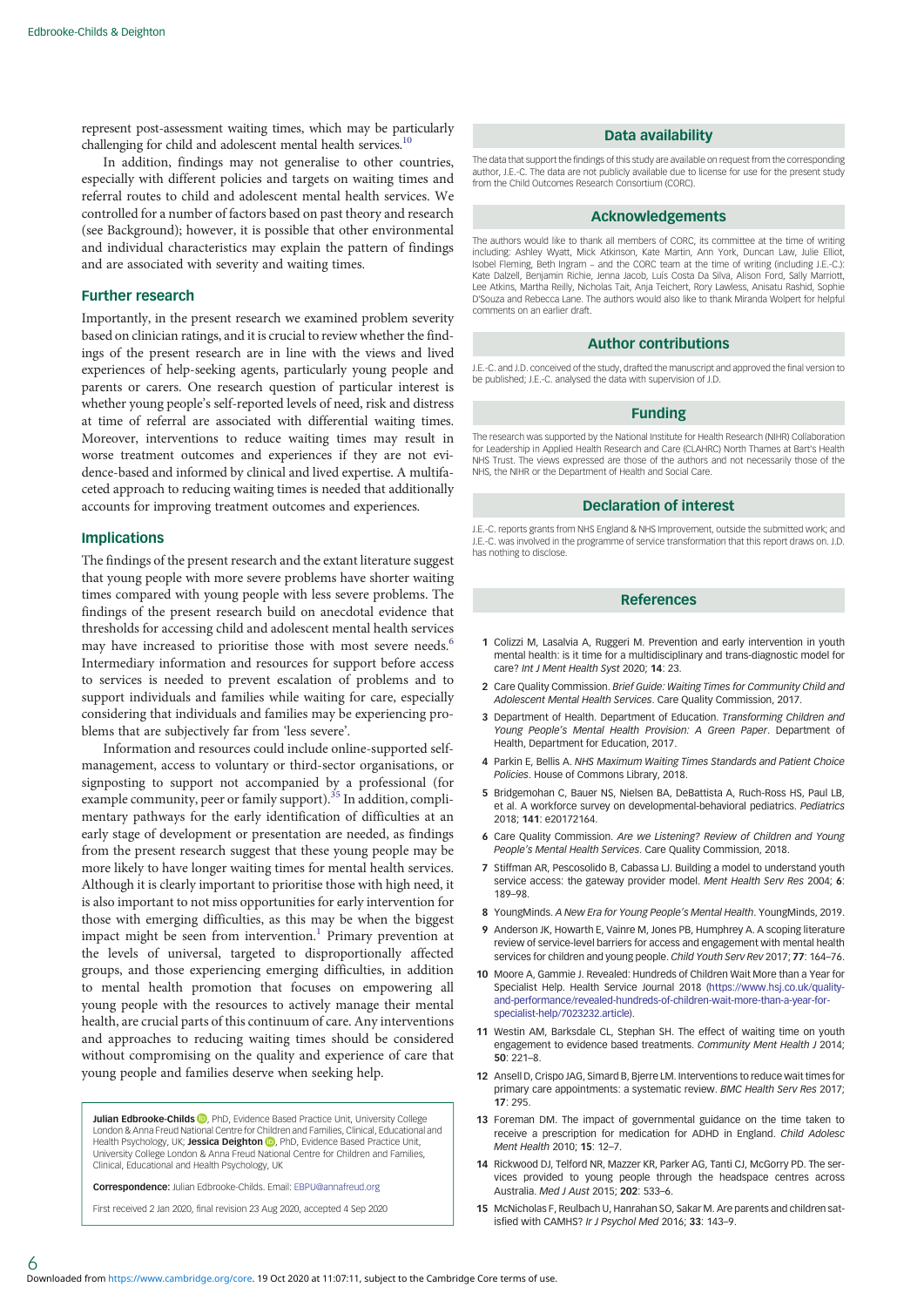represent post-assessment waiting times, which may be particularly challenging for child and adolescent mental health services.[10]

In addition, findings may not generalise to other countries, especially with different policies and targets on waiting times and referral routes to child and adolescent mental health services. We controlled for a number of factors based on past theory and research (see Background); however, it is possible that other environmental and individual characteristics may explain the pattern of findings and are associated with severity and waiting times.

## Further research

Importantly, in the present research we examined problem severity based on clinician ratings, and it is crucial to review whether the findings of the present research are in line with the views and lived experiences of help-seeking agents, particularly young people and parents or carers. One research question of particular interest is whether young people's self-reported levels of need, risk and distress at time of referral are associated with differential waiting times. Moreover, interventions to reduce waiting times may result in worse treatment outcomes and experiences if they are not evidence-based and informed by clinical and lived expertise. A multifaceted approach to reducing waiting times is needed that additionally accounts for improving treatment outcomes and experiences.

## Implications

The findings of the present research and the extant literature suggest that young people with more severe problems have shorter waiting times compared with young people with less severe problems. The findings of the present research build on anecdotal evidence that thresholds for accessing child and adolescent mental health services may have increased to prioritise those with most severe needs.[6] Intermediary information and resources for support before access to services is needed to prevent escalation of problems and to support individuals and families while waiting for care, especially considering that individuals and families may be experiencing problems that are subjectively far from 'less severe'.

Information and resources could include online-supported self-management, access to voluntary or third-sector organisations, or signposting to support not accompanied by a professional (for example community, peer or family support).[35] In addition, complimentary pathways for the early identification of difficulties at an early stage of development or presentation are needed, as findings from the present research suggest that these young people may be more likely to have longer waiting times for mental health services. Although it is clearly important to prioritise those with high need, it is also important to not miss opportunities for early intervention for those with emerging difficulties, as this may be when the biggest impact might be seen from intervention.[1] Primary prevention at the levels of universal, targeted to disproportionally affected groups, and those experiencing emerging difficulties, in addition to mental health promotion that focuses on empowering all young people with the resources to actively manage their mental health, are crucial parts of this continuum of care. Any interventions and approaches to reducing waiting times should be considered without compromising on the quality and experience of care that young people and families deserve when seeking help.

**Julian Edbrooke-Childs**, PhD, Evidence Based Practice Unit, University College London & Anna Freud National Centre for Children and Families, Clinical, Educational and Health Psychology, UK; **Jessica Deighton**, PhD, Evidence Based Practice Unit, University College London & Anna Freud National Centre for Children and Families, Clinical, Educational and Health Psychology, UK

**Correspondence:** Julian Edbrooke-Childs. Email: EBPU@annafreud.org

First received 2 Jan 2020, final revision 23 Aug 2020, accepted 4 Sep 2020

## Data availability

The data that support the findings of this study are available on request from the corresponding author, J.E.-C. The data are not publicly available due to license for use for the present study from the Child Outcomes Research Consortium (CORC).

## Acknowledgements

The authors would like to thank all members of CORC, its committee at the time of writing including: Ashley Wyatt, Mick Atkinson, Kate Martin, Ann York, Duncan Law, Julie Elliot, Isobel Fleming, Beth Ingram – and the CORC team at the time of writing (including J.E.-C.): Kate Dalzell, Benjamin Richie, Jenna Jacob, Luís Costa Da Silva, Alison Ford, Sally Marriott, Lee Atkins, Martha Reilly, Nicholas Tait, Anja Teichert, Rory Lawless, Anisatu Rashid, Sophie D'Souza and Rebecca Lane. The authors would also like to thank Miranda Wolpert for helpful comments on an earlier draft.

## Author contributions

J.E.-C. and J.D. conceived of the study, drafted the manuscript and approved the final version to be published; J.E.-C. analysed the data with supervision of J.D.

## Funding

The research was supported by the National Institute for Health Research (NIHR) Collaboration for Leadership in Applied Health Research and Care (CLAHRC) North Thames at Bart's Health NHS Trust. The views expressed are those of the authors and not necessarily those of the NHS, the NIHR or the Department of Health and Social Care.

## Declaration of interest

J.E.-C. reports grants from NHS England & NHS Improvement, outside the submitted work; and J.E.-C. was involved in the programme of service transformation that this report draws on. J.D. has nothing to disclose.

## References

1. Colizzi M, Lasalvia A, Ruggeri M. Prevention and early intervention in youth mental health: is it time for a multidisciplinary and trans-diagnostic model for care? *Int J Ment Health Syst* 2020; **14**: 23.
2. Care Quality Commission. *Brief Guide: Waiting Times for Community Child and Adolescent Mental Health Services*. Care Quality Commission, 2017.
3. Department of Health. Department of Education. *Transforming Children and Young People's Mental Health Provision: A Green Paper*. Department of Health, Department for Education, 2017.
4. Parkin E, Bellis A. *NHS Maximum Waiting Times Standards and Patient Choice Policies*. House of Commons Library, 2018.
5. Bridgemohan C, Bauer NS, Nielsen BA, DeBattista A, Ruch-Ross HS, Paul LB, et al. A workforce survey on developmental-behavioral pediatrics. *Pediatrics* 2018; **141**: e20172164.
6. Care Quality Commission. *Are we Listening? Review of Children and Young People's Mental Health Services*. Care Quality Commission, 2018.
7. Stiffman AR, Pescosolido B, Cabassa LJ. Building a model to understand youth service access: the gateway provider model. *Ment Health Serv Res* 2004; **6**: 189–98.
8. YoungMinds. *A New Era for Young People's Mental Health*. YoungMinds, 2019.
9. Anderson JK, Howarth E, Vainre M, Jones PB, Humphrey A. A scoping literature review of service-level barriers for access and engagement with mental health services for children and young people. *Child Youth Serv Rev* 2017; **77**: 164–76.
10. Moore A, Gammie J. Revealed: Hundreds of Children Wait More than a Year for Specialist Help. Health Service Journal 2018 (https://www.hsj.co.uk/quality-and-performance/revealed-hundreds-of-children-wait-more-than-a-year-for-specialist-help/7023232.article).
11. Westin AM, Barksdale CL, Stephan SH. The effect of waiting time on youth engagement to evidence based treatments. *Community Ment Health J* 2014; **50**: 221–8.
12. Ansell D, Crispo JAG, Simard B, Bjerre LM. Interventions to reduce wait times for primary care appointments: a systematic review. *BMC Health Serv Res* 2017; **17**: 295.
13. Foreman DM. The impact of governmental guidance on the time taken to receive a prescription for medication for ADHD in England. *Child Adolesc Ment Health* 2010; **15**: 12–7.
14. Rickwood DJ, Telford NR, Mazzer KR, Parker AG, Tanti CJ, McGorry PD. The services provided to young people through the headspace centres across Australia. *Med J Aust* 2015; **202**: 533–6.
15. McNicholas F, Reulbach U, Hanrahan SO, Sakar M. Are parents and children satisfied with CAMHS? *Ir J Psychol Med* 2016; **33**: 143–9.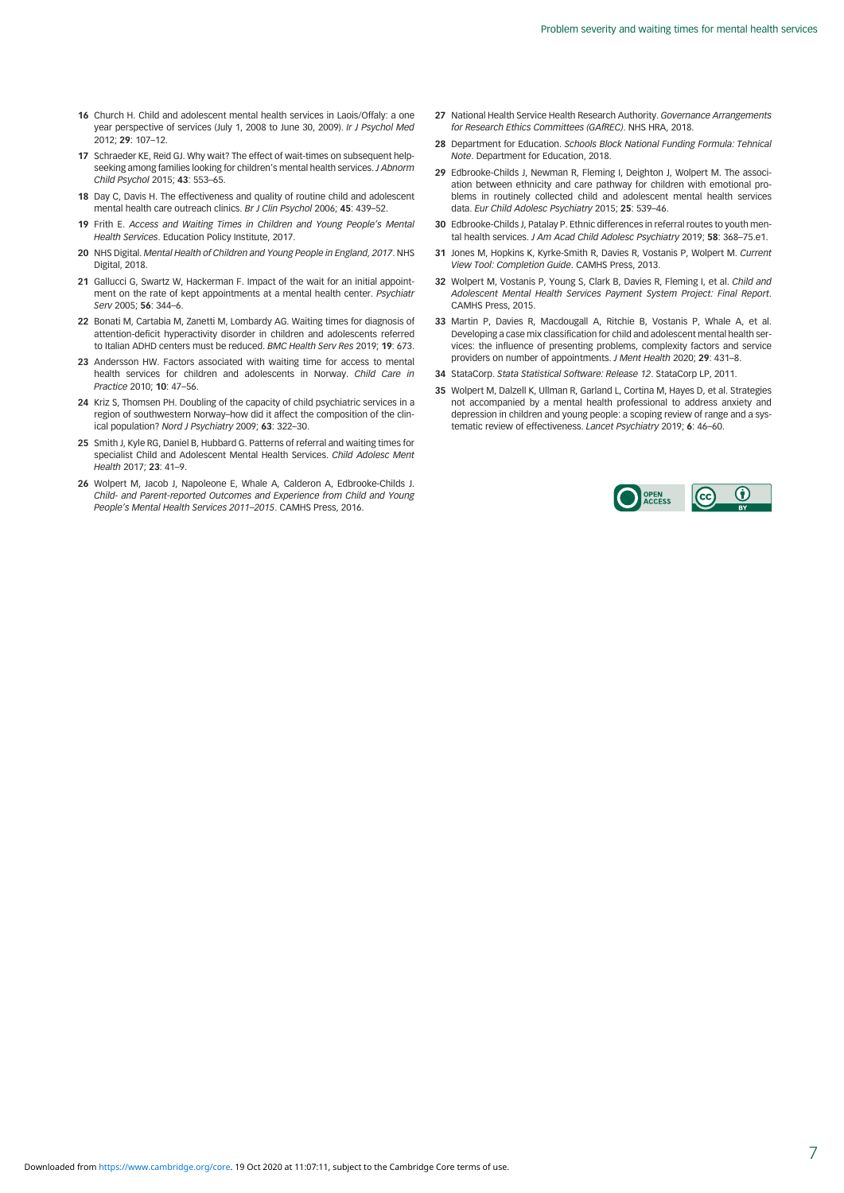16 Church H. Child and adolescent mental health services in Laois/Offaly: a one year perspective of services (July 1, 2008 to June 30, 2009). *Ir J Psychol Med* 2012; **29**: 107–12.

17 Schraeder KE, Reid GJ. Why wait? The effect of wait-times on subsequent help-seeking among families looking for children's mental health services. *J Abnorm Child Psychol* 2015; **43**: 553–65.

18 Day C, Davis H. The effectiveness and quality of routine child and adolescent mental health care outreach clinics. *Br J Clin Psychol* 2006; **45**: 439–52.

19 Frith E. *Access and Waiting Times in Children and Young People's Mental Health Services*. Education Policy Institute, 2017.

20 NHS Digital. *Mental Health of Children and Young People in England, 2017*. NHS Digital, 2018.

21 Gallucci G, Swartz W, Hackerman F. Impact of the wait for an initial appointment on the rate of kept appointments at a mental health center. *Psychiatr Serv* 2005; **56**: 344–6.

22 Bonati M, Cartabia M, Zanetti M, Lombardy AG. Waiting times for diagnosis of attention-deficit hyperactivity disorder in children and adolescents referred to Italian ADHD centers must be reduced. *BMC Health Serv Res* 2019; **19**: 673.

23 Andersson HW. Factors associated with waiting time for access to mental health services for children and adolescents in Norway. *Child Care in Practice* 2010; **10**: 47–56.

24 Kriz S, Thomsen PH. Doubling of the capacity of child psychiatric services in a region of southwestern Norway–how did it affect the composition of the clinical population? *Nord J Psychiatry* 2009; **63**: 322–30.

25 Smith J, Kyle RG, Daniel B, Hubbard G. Patterns of referral and waiting times for specialist Child and Adolescent Mental Health Services. *Child Adolesc Ment Health* 2017; **23**: 41–9.

26 Wolpert M, Jacob J, Napoleone E, Whale A, Calderon A, Edbrooke-Childs J. *Child- and Parent-reported Outcomes and Experience from Child and Young People's Mental Health Services 2011–2015*. CAMHS Press, 2016.

27 National Health Service Health Research Authority. *Governance Arrangements for Research Ethics Committees (GAfREC)*. NHS HRA, 2018.

28 Department for Education. *Schools Block National Funding Formula: Tehnical Note*. Department for Education, 2018.

29 Edbrooke-Childs J, Newman R, Fleming I, Deighton J, Wolpert M. The association between ethnicity and care pathway for children with emotional problems in routinely collected child and adolescent mental health services data. *Eur Child Adolesc Psychiatry* 2015; **25**: 539–46.

30 Edbrooke-Childs J, Patalay P. Ethnic differences in referral routes to youth mental health services. *J Am Acad Child Adolesc Psychiatry* 2019; **58**: 368–75.e1.

31 Jones M, Hopkins K, Kyrke-Smith R, Davies R, Vostanis P, Wolpert M. *Current View Tool: Completion Guide*. CAMHS Press, 2013.

32 Wolpert M, Vostanis P, Young S, Clark B, Davies R, Fleming I, et al. *Child and Adolescent Mental Health Services Payment System Project: Final Report*. CAMHS Press, 2015.

33 Martin P, Davies R, Macdougall A, Ritchie B, Vostanis P, Whale A, et al. Developing a case mix classification for child and adolescent mental health services: the influence of presenting problems, complexity factors and service providers on number of appointments. *J Ment Health* 2020; **29**: 431–8.

34 StataCorp. *Stata Statistical Software: Release 12*. StataCorp LP, 2011.

35 Wolpert M, Dalzell K, Ullman R, Garland L, Cortina M, Hayes D, et al. Strategies not accompanied by a mental health professional to address anxiety and depression in children and young people: a scoping review of range and a systematic review of effectiveness. *Lancet Psychiatry* 2019; **6**: 46–60.